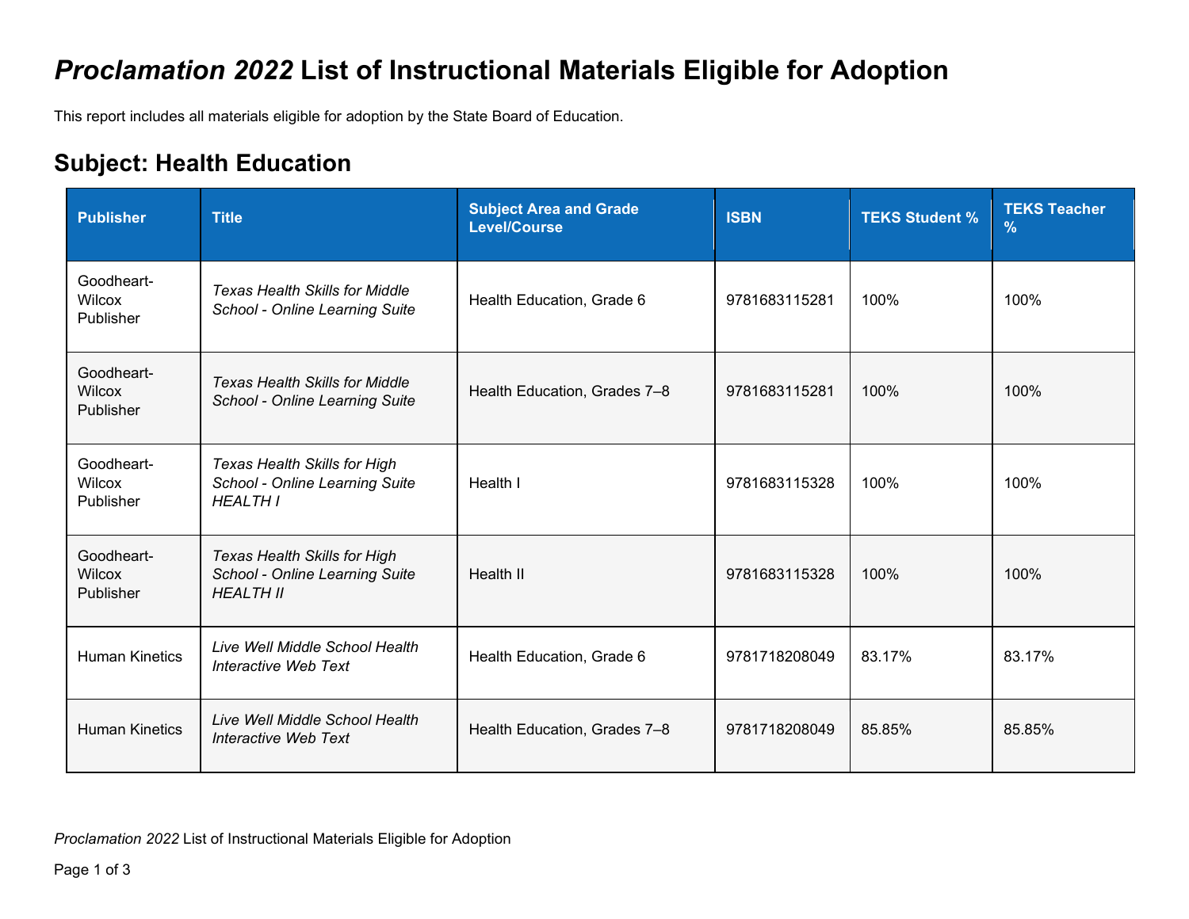# *Proclamation 2022* List of Instructional Materials Eligible for Adoption

This report includes all materials eligible for adoption by the State Board of Education.

## Subject: Health Education

| Publisher | Title | Subject Area and Grade Level/Course | ISBN | TEKS Student % | TEKS Teacher % |
|---|---|---|---|---|---|
| Goodheart-Wilcox Publisher | *Texas Health Skills for Middle School - Online Learning Suite* | Health Education, Grade 6 | 9781683115281 | 100% | 100% |
| Goodheart-Wilcox Publisher | *Texas Health Skills for Middle School - Online Learning Suite* | Health Education, Grades 7–8 | 9781683115281 | 100% | 100% |
| Goodheart-Wilcox Publisher | *Texas Health Skills for High School - Online Learning Suite HEALTH I* | Health I | 9781683115328 | 100% | 100% |
| Goodheart-Wilcox Publisher | *Texas Health Skills for High School - Online Learning Suite HEALTH II* | Health II | 9781683115328 | 100% | 100% |
| Human Kinetics | *Live Well Middle School Health Interactive Web Text* | Health Education, Grade 6 | 9781718208049 | 83.17% | 83.17% |
| Human Kinetics | *Live Well Middle School Health Interactive Web Text* | Health Education, Grades 7–8 | 9781718208049 | 85.85% | 85.85% |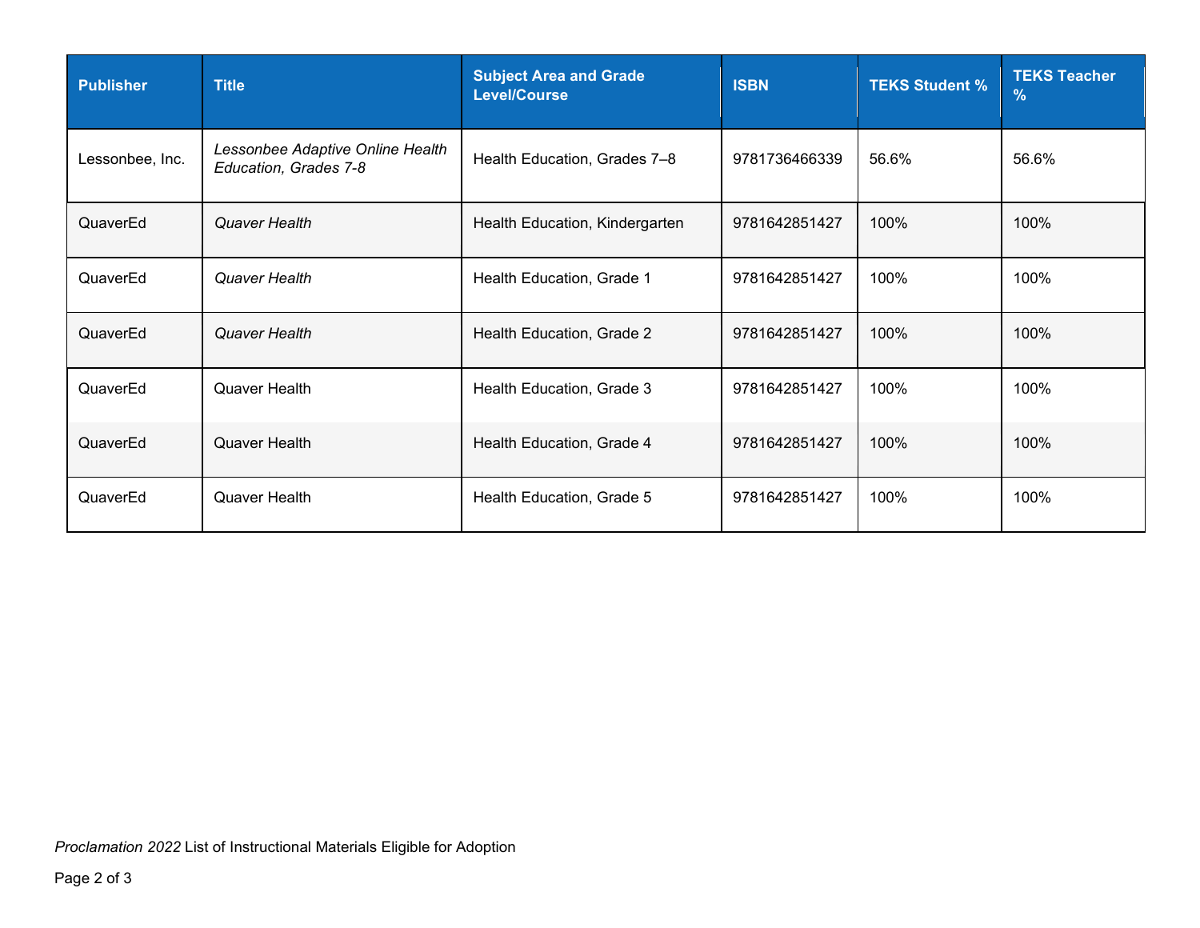| Publisher | Title | Subject Area and Grade Level/Course | ISBN | TEKS Student % | TEKS Teacher % |
|---|---|---|---|---|---|
| Lessonbee, Inc. | *Lessonbee Adaptive Online Health Education, Grades 7-8* | Health Education, Grades 7–8 | 9781736466339 | 56.6% | 56.6% |
| QuaverEd | *Quaver Health* | Health Education, Kindergarten | 9781642851427 | 100% | 100% |
| QuaverEd | *Quaver Health* | Health Education, Grade 1 | 9781642851427 | 100% | 100% |
| QuaverEd | *Quaver Health* | Health Education, Grade 2 | 9781642851427 | 100% | 100% |
| QuaverEd | Quaver Health | Health Education, Grade 3 | 9781642851427 | 100% | 100% |
| QuaverEd | Quaver Health | Health Education, Grade 4 | 9781642851427 | 100% | 100% |
| QuaverEd | Quaver Health | Health Education, Grade 5 | 9781642851427 | 100% | 100% |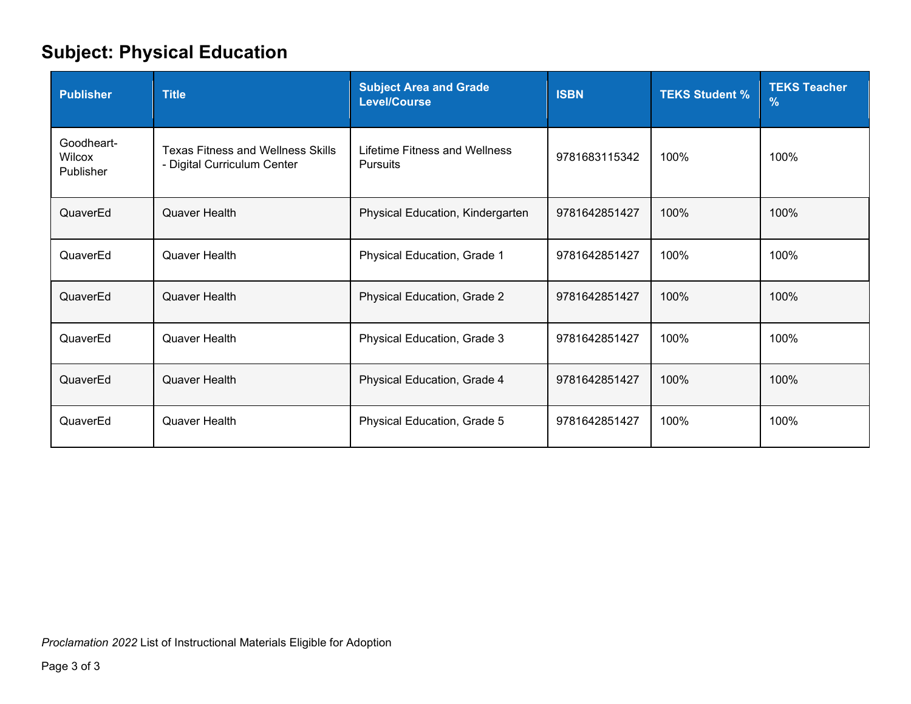## Subject: Physical Education

| Publisher | Title | Subject Area and Grade Level/Course | ISBN | TEKS Student % | TEKS Teacher % |
|---|---|---|---|---|---|
| Goodheart-Wilcox Publisher | Texas Fitness and Wellness Skills - Digital Curriculum Center | Lifetime Fitness and Wellness Pursuits | 9781683115342 | 100% | 100% |
| QuaverEd | Quaver Health | Physical Education, Kindergarten | 9781642851427 | 100% | 100% |
| QuaverEd | Quaver Health | Physical Education, Grade 1 | 9781642851427 | 100% | 100% |
| QuaverEd | Quaver Health | Physical Education, Grade 2 | 9781642851427 | 100% | 100% |
| QuaverEd | Quaver Health | Physical Education, Grade 3 | 9781642851427 | 100% | 100% |
| QuaverEd | Quaver Health | Physical Education, Grade 4 | 9781642851427 | 100% | 100% |
| QuaverEd | Quaver Health | Physical Education, Grade 5 | 9781642851427 | 100% | 100% |